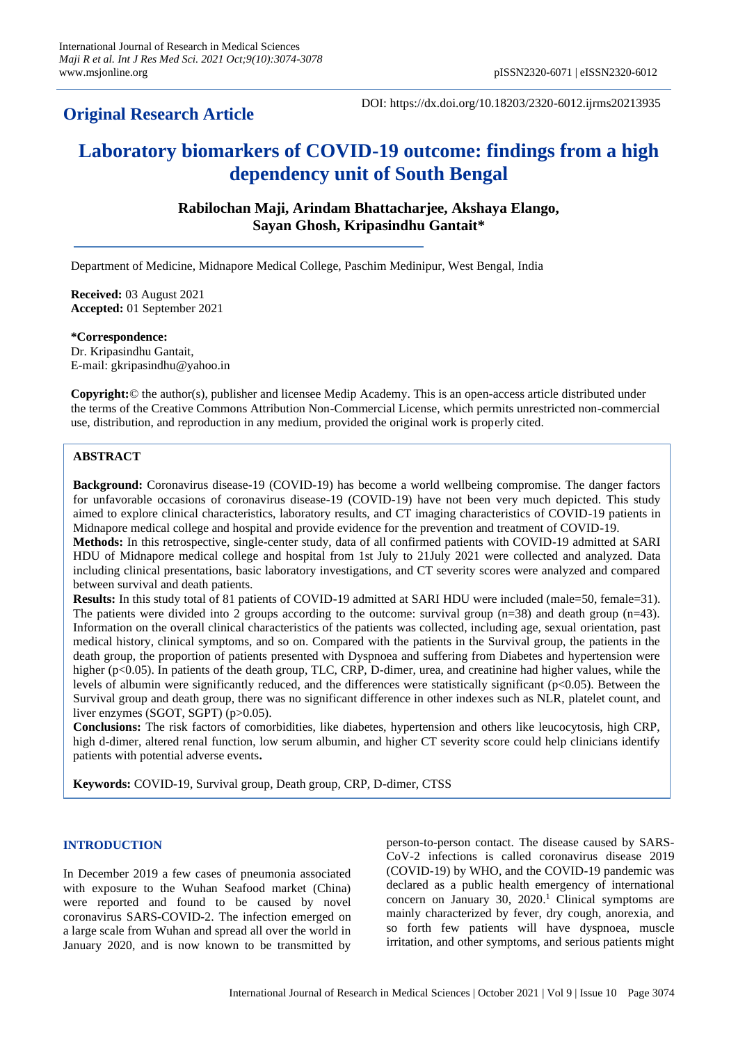**Original Research Article**

DOI: https://dx.doi.org/10.18203/2320-6012.ijrms20213935

# Laboratory biomarkers of COVID-19 outcome: findings from a high dependency unit of South Bengal

**Rabilochan Maji, Arindam Bhattacharjee, Akshaya Elango, Sayan Ghosh, Kripasindhu Gantait***

Department of Medicine, Midnapore Medical College, Paschim Medinipur, West Bengal, India

**Received:** 03 August 2021
**Accepted:** 01 September 2021

**\*Correspondence:**
Dr. Kripasindhu Gantait,
E-mail: gkripasindhu@yahoo.in

**Copyright:**© the author(s), publisher and licensee Medip Academy. This is an open-access article distributed under the terms of the Creative Commons Attribution Non-Commercial License, which permits unrestricted non-commercial use, distribution, and reproduction in any medium, provided the original work is properly cited.

## ABSTRACT

**Background:** Coronavirus disease-19 (COVID-19) has become a world wellbeing compromise. The danger factors for unfavorable occasions of coronavirus disease-19 (COVID-19) have not been very much depicted. This study aimed to explore clinical characteristics, laboratory results, and CT imaging characteristics of COVID-19 patients in Midnapore medical college and hospital and provide evidence for the prevention and treatment of COVID-19.

**Methods:** In this retrospective, single-center study, data of all confirmed patients with COVID-19 admitted at SARI HDU of Midnapore medical college and hospital from 1st July to 21July 2021 were collected and analyzed. Data including clinical presentations, basic laboratory investigations, and CT severity scores were analyzed and compared between survival and death patients.

**Results:** In this study total of 81 patients of COVID-19 admitted at SARI HDU were included (male=50, female=31). The patients were divided into 2 groups according to the outcome: survival group (n=38) and death group (n=43). Information on the overall clinical characteristics of the patients was collected, including age, sexual orientation, past medical history, clinical symptoms, and so on. Compared with the patients in the Survival group, the patients in the death group, the proportion of patients presented with Dyspnoea and suffering from Diabetes and hypertension were higher ($p<0.05$). In patients of the death group, TLC, CRP, D-dimer, urea, and creatinine had higher values, while the levels of albumin were significantly reduced, and the differences were statistically significant ($p<0.05$). Between the Survival group and death group, there was no significant difference in other indexes such as NLR, platelet count, and liver enzymes (SGOT, SGPT) ($p>0.05$).

**Conclusions:** The risk factors of comorbidities, like diabetes, hypertension and others like leucocytosis, high CRP, high d-dimer, altered renal function, low serum albumin, and higher CT severity score could help clinicians identify patients with potential adverse events**.**

**Keywords:** COVID-19, Survival group, Death group, CRP, D-dimer, CTSS

## INTRODUCTION

In December 2019 a few cases of pneumonia associated with exposure to the Wuhan Seafood market (China) were reported and found to be caused by novel coronavirus SARS-COVID-2. The infection emerged on a large scale from Wuhan and spread all over the world in January 2020, and is now known to be transmitted by person-to-person contact. The disease caused by SARS-CoV-2 infections is called coronavirus disease 2019 (COVID-19) by WHO, and the COVID-19 pandemic was declared as a public health emergency of international concern on January 30, 2020.[1] Clinical symptoms are mainly characterized by fever, dry cough, anorexia, and so forth few patients will have dyspnoea, muscle irritation, and other symptoms, and serious patients might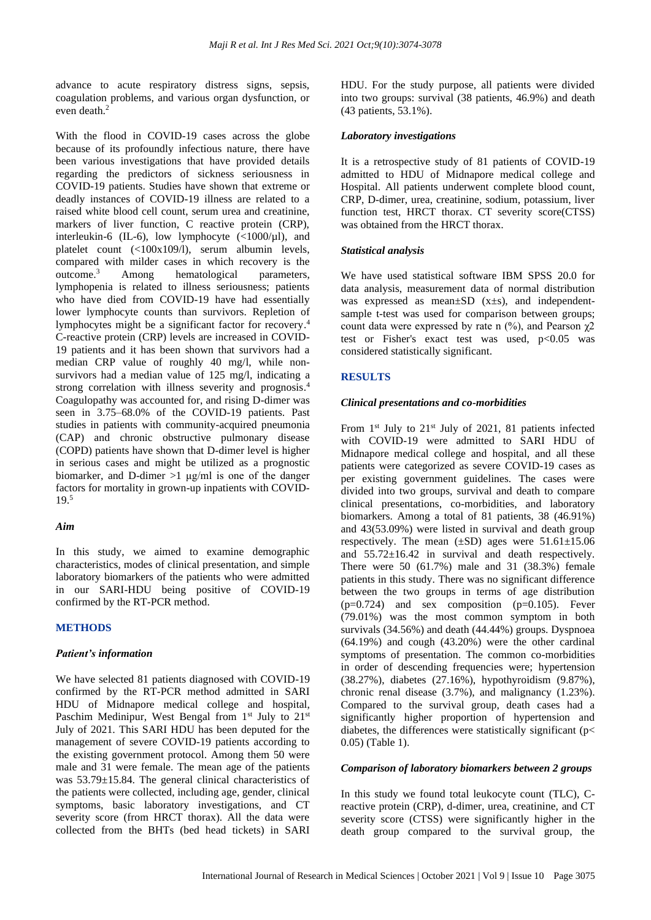advance to acute respiratory distress signs, sepsis, coagulation problems, and various organ dysfunction, or even death.[2]

With the flood in COVID-19 cases across the globe because of its profoundly infectious nature, there have been various investigations that have provided details regarding the predictors of sickness seriousness in COVID-19 patients. Studies have shown that extreme or deadly instances of COVID-19 illness are related to a raised white blood cell count, serum urea and creatinine, markers of liver function, C reactive protein (CRP), interleukin-6 (IL-6), low lymphocyte (<1000/µl), and platelet count (<100x109/l), serum albumin levels, compared with milder cases in which recovery is the outcome.[3] Among hematological parameters, lymphopenia is related to illness seriousness; patients who have died from COVID-19 have had essentially lower lymphocyte counts than survivors. Repletion of lymphocytes might be a significant factor for recovery.[4] C-reactive protein (CRP) levels are increased in COVID-19 patients and it has been shown that survivors had a median CRP value of roughly 40 mg/l, while non-survivors had a median value of 125 mg/l, indicating a strong correlation with illness severity and prognosis.[4] Coagulopathy was accounted for, and rising D-dimer was seen in 3.75–68.0% of the COVID-19 patients. Past studies in patients with community-acquired pneumonia (CAP) and chronic obstructive pulmonary disease (COPD) patients have shown that D-dimer level is higher in serious cases and might be utilized as a prognostic biomarker, and D-dimer >1 µg/ml is one of the danger factors for mortality in grown-up inpatients with COVID-19.[5]

### *Aim*

In this study, we aimed to examine demographic characteristics, modes of clinical presentation, and simple laboratory biomarkers of the patients who were admitted in our SARI-HDU being positive of COVID-19 confirmed by the RT-PCR method.

## METHODS

### *Patient's information*

We have selected 81 patients diagnosed with COVID-19 confirmed by the RT-PCR method admitted in SARI HDU of Midnapore medical college and hospital, Paschim Medinipur, West Bengal from 1st July to 21st July of 2021. This SARI HDU has been deputed for the management of severe COVID-19 patients according to the existing government protocol. Among them 50 were male and 31 were female. The mean age of the patients was 53.79±15.84. The general clinical characteristics of the patients were collected, including age, gender, clinical symptoms, basic laboratory investigations, and CT severity score (from HRCT thorax). All the data were collected from the BHTs (bed head tickets) in SARI HDU. For the study purpose, all patients were divided into two groups: survival (38 patients, 46.9%) and death (43 patients, 53.1%).

### *Laboratory investigations*

It is a retrospective study of 81 patients of COVID-19 admitted to HDU of Midnapore medical college and Hospital. All patients underwent complete blood count, CRP, D-dimer, urea, creatinine, sodium, potassium, liver function test, HRCT thorax. CT severity score(CTSS) was obtained from the HRCT thorax.

### *Statistical analysis*

We have used statistical software IBM SPSS 20.0 for data analysis, measurement data of normal distribution was expressed as mean±SD (x±s), and independent-sample t-test was used for comparison between groups; count data were expressed by rate n (%), and Pearson $\chi 2$ test or Fisher's exact test was used, $p<0.05$ was considered statistically significant.

## RESULTS

### *Clinical presentations and co-morbidities*

From 1st July to 21st July of 2021, 81 patients infected with COVID-19 were admitted to SARI HDU of Midnapore medical college and hospital, and all these patients were categorized as severe COVID-19 cases as per existing government guidelines. The cases were divided into two groups, survival and death to compare clinical presentations, co-morbidities, and laboratory biomarkers. Among a total of 81 patients, 38 (46.91%) and 43(53.09%) were listed in survival and death group respectively. The mean (±SD) ages were 51.61±15.06 and 55.72±16.42 in survival and death respectively. There were 50 (61.7%) male and 31 (38.3%) female patients in this study. There was no significant difference between the two groups in terms of age distribution ($p=0.724$) and sex composition ($p=0.105$). Fever (79.01%) was the most common symptom in both survivals (34.56%) and death (44.44%) groups. Dyspnoea (64.19%) and cough (43.20%) were the other cardinal symptoms of presentation. The common co-morbidities in order of descending frequencies were; hypertension (38.27%), diabetes (27.16%), hypothyroidism (9.87%), chronic renal disease (3.7%), and malignancy (1.23%). Compared to the survival group, death cases had a significantly higher proportion of hypertension and diabetes, the differences were statistically significant ($p< 0.05$) (Table 1).

### *Comparison of laboratory biomarkers between 2 groups*

In this study we found total leukocyte count (TLC), C-reactive protein (CRP), d-dimer, urea, creatinine, and CT severity score (CTSS) were significantly higher in the death group compared to the survival group, the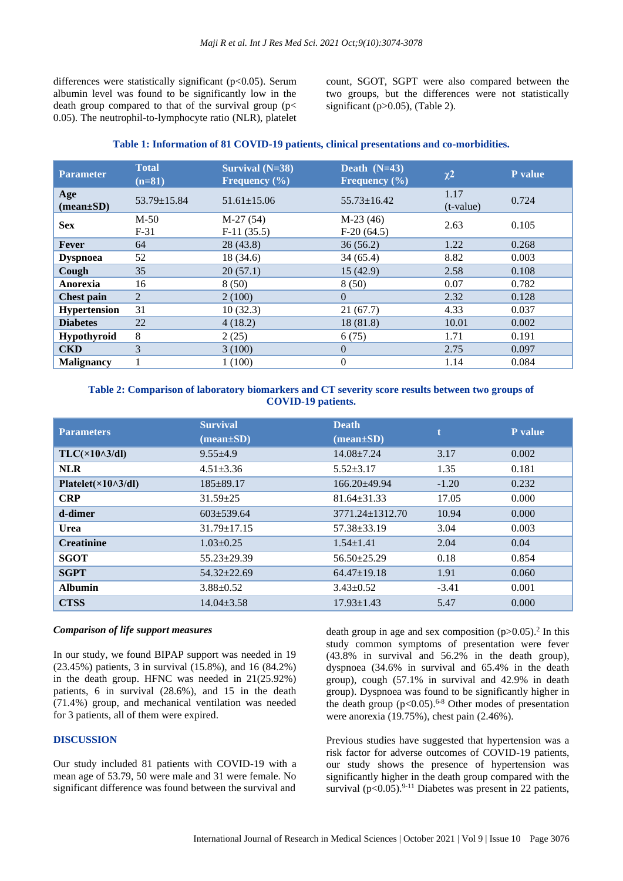differences were statistically significant ($p<0.05$). Serum albumin level was found to be significantly low in the death group compared to that of the survival group ($p<0.05$). The neutrophil-to-lymphocyte ratio (NLR), platelet count, SGOT, SGPT were also compared between the two groups, but the differences were not statistically significant ($p>0.05$), (Table 2).

**Table 1: Information of 81 COVID-19 patients, clinical presentations and co-morbidities.**

| Parameter | Total (n=81) | Survival (N=38) Frequency (%) | Death (N=43) Frequency (%) | $\chi 2$ | P value |
|---|---|---|---|---|---|
| **Age (mean±SD)** | 53.79±15.84 | 51.61±15.06 | 55.73±16.42 | 1.17 (t-value) | 0.724 |
| **Sex** | M-50 F-31 | M-27 (54) F-11 (35.5) | M-23 (46) F-20 (64.5) | 2.63 | 0.105 |
| **Fever** | 64 | 28 (43.8) | 36 (56.2) | 1.22 | 0.268 |
| **Dyspnoea** | 52 | 18 (34.6) | 34 (65.4) | 8.82 | 0.003 |
| **Cough** | 35 | 20 (57.1) | 15 (42.9) | 2.58 | 0.108 |
| **Anorexia** | 16 | 8 (50) | 8 (50) | 0.07 | 0.782 |
| **Chest pain** | 2 | 2 (100) | 0 | 2.32 | 0.128 |
| **Hypertension** | 31 | 10 (32.3) | 21 (67.7) | 4.33 | 0.037 |
| **Diabetes** | 22 | 4 (18.2) | 18 (81.8) | 10.01 | 0.002 |
| **Hypothyroid** | 8 | 2 (25) | 6 (75) | 1.71 | 0.191 |
| **CKD** | 3 | 3 (100) | 0 | 2.75 | 0.097 |
| **Malignancy** | 1 | 1 (100) | 0 | 1.14 | 0.084 |

**Table 2: Comparison of laboratory biomarkers and CT severity score results between two groups of COVID-19 patients.**

| Parameters | Survival (mean±SD) | Death (mean±SD) | t | P value |
|---|---|---|---|---|
| **TLC(×10^3/dl)** | 9.55±4.9 | 14.08±7.24 | 3.17 | 0.002 |
| **NLR** | 4.51±3.36 | 5.52±3.17 | 1.35 | 0.181 |
| **Platelet(×10^3/dl)** | 185±89.17 | 166.20±49.94 | -1.20 | 0.232 |
| **CRP** | 31.59±25 | 81.64±31.33 | 17.05 | 0.000 |
| **d-dimer** | 603±539.64 | 3771.24±1312.70 | 10.94 | 0.000 |
| **Urea** | 31.79±17.15 | 57.38±33.19 | 3.04 | 0.003 |
| **Creatinine** | 1.03±0.25 | 1.54±1.41 | 2.04 | 0.04 |
| **SGOT** | 55.23±29.39 | 56.50±25.29 | 0.18 | 0.854 |
| **SGPT** | 54.32±22.69 | 64.47±19.18 | 1.91 | 0.060 |
| **Albumin** | 3.88±0.52 | 3.43±0.52 | -3.41 | 0.001 |
| **CTSS** | 14.04±3.58 | 17.93±1.43 | 5.47 | 0.000 |

### *Comparison of life support measures*

In our study, we found BIPAP support was needed in 19 (23.45%) patients, 3 in survival (15.8%), and 16 (84.2%) in the death group. HFNC was needed in 21(25.92%) patients, 6 in survival (28.6%), and 15 in the death (71.4%) group, and mechanical ventilation was needed for 3 patients, all of them were expired.

## DISCUSSION

Our study included 81 patients with COVID-19 with a mean age of 53.79, 50 were male and 31 were female. No significant difference was found between the survival and death group in age and sex composition ($p>0.05$).[2] In this study common symptoms of presentation were fever (43.8% in survival and 56.2% in the death group), dyspnoea (34.6% in survival and 65.4% in the death group), cough (57.1% in survival and 42.9% in death group). Dyspnoea was found to be significantly higher in the death group ($p<0.05$).[6-8] Other modes of presentation were anorexia (19.75%), chest pain (2.46%).

Previous studies have suggested that hypertension was a risk factor for adverse outcomes of COVID-19 patients, our study shows the presence of hypertension was significantly higher in the death group compared with the survival ($p<0.05$).[9-11] Diabetes was present in 22 patients,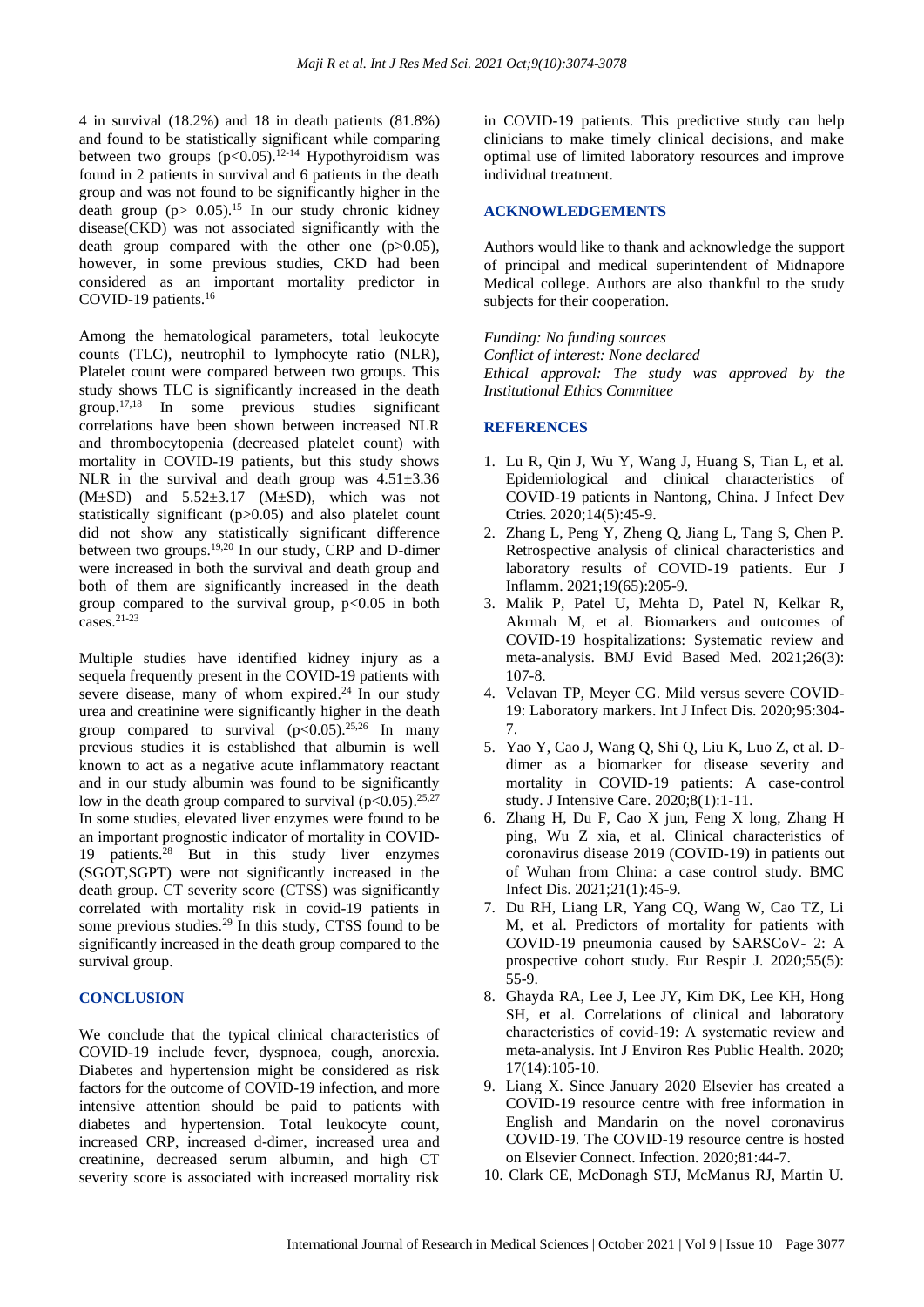4 in survival (18.2%) and 18 in death patients (81.8%) and found to be statistically significant while comparing between two groups ($p<0.05$).[12-14] Hypothyroidism was found in 2 patients in survival and 6 patients in the death group and was not found to be significantly higher in the death group ($p> 0.05$).[15] In our study chronic kidney disease(CKD) was not associated significantly with the death group compared with the other one ($p>0.05$), however, in some previous studies, CKD had been considered as an important mortality predictor in COVID-19 patients.[16]

Among the hematological parameters, total leukocyte counts (TLC), neutrophil to lymphocyte ratio (NLR), Platelet count were compared between two groups. This study shows TLC is significantly increased in the death group.[17,18] In some previous studies significant correlations have been shown between increased NLR and thrombocytopenia (decreased platelet count) with mortality in COVID-19 patients, but this study shows NLR in the survival and death group was $4.51\pm3.36$ (M±SD) and $5.52\pm3.17$ (M±SD), which was not statistically significant ($p>0.05$) and also platelet count did not show any statistically significant difference between two groups.[19,20] In our study, CRP and D-dimer were increased in both the survival and death group and both of them are significantly increased in the death group compared to the survival group, $p<0.05$ in both cases.[21-23]

Multiple studies have identified kidney injury as a sequela frequently present in the COVID-19 patients with severe disease, many of whom expired.[24] In our study urea and creatinine were significantly higher in the death group compared to survival ($p<0.05$).[25,26] In many previous studies it is established that albumin is well known to act as a negative acute inflammatory reactant and in our study albumin was found to be significantly low in the death group compared to survival ($p<0.05$).[25,27] In some studies, elevated liver enzymes were found to be an important prognostic indicator of mortality in COVID-19 patients.[28] But in this study liver enzymes (SGOT,SGPT) were not significantly increased in the death group. CT severity score (CTSS) was significantly correlated with mortality risk in covid-19 patients in some previous studies.[29] In this study, CTSS found to be significantly increased in the death group compared to the survival group.

## CONCLUSION

We conclude that the typical clinical characteristics of COVID-19 include fever, dyspnoea, cough, anorexia. Diabetes and hypertension might be considered as risk factors for the outcome of COVID-19 infection, and more intensive attention should be paid to patients with diabetes and hypertension. Total leukocyte count, increased CRP, increased d-dimer, increased urea and creatinine, decreased serum albumin, and high CT severity score is associated with increased mortality risk in COVID-19 patients. This predictive study can help clinicians to make timely clinical decisions, and make optimal use of limited laboratory resources and improve individual treatment.

## ACKNOWLEDGEMENTS

Authors would like to thank and acknowledge the support of principal and medical superintendent of Midnapore Medical college. Authors are also thankful to the study subjects for their cooperation.

*Funding: No funding sources*
*Conflict of interest: None declared*
*Ethical approval: The study was approved by the Institutional Ethics Committee*

## REFERENCES

1. Lu R, Qin J, Wu Y, Wang J, Huang S, Tian L, et al. Epidemiological and clinical characteristics of COVID-19 patients in Nantong, China. J Infect Dev Ctries. 2020;14(5):45-9.
2. Zhang L, Peng Y, Zheng Q, Jiang L, Tang S, Chen P. Retrospective analysis of clinical characteristics and laboratory results of COVID-19 patients. Eur J Inflamm. 2021;19(65):205-9.
3. Malik P, Patel U, Mehta D, Patel N, Kelkar R, Akrmah M, et al. Biomarkers and outcomes of COVID-19 hospitalizations: Systematic review and meta-analysis. BMJ Evid Based Med. 2021;26(3): 107-8.
4. Velavan TP, Meyer CG. Mild versus severe COVID-19: Laboratory markers. Int J Infect Dis. 2020;95:304-7.
5. Yao Y, Cao J, Wang Q, Shi Q, Liu K, Luo Z, et al. D-dimer as a biomarker for disease severity and mortality in COVID-19 patients: A case-control study. J Intensive Care. 2020;8(1):1-11.
6. Zhang H, Du F, Cao X jun, Feng X long, Zhang H ping, Wu Z xia, et al. Clinical characteristics of coronavirus disease 2019 (COVID-19) in patients out of Wuhan from China: a case control study. BMC Infect Dis. 2021;21(1):45-9.
7. Du RH, Liang LR, Yang CQ, Wang W, Cao TZ, Li M, et al. Predictors of mortality for patients with COVID-19 pneumonia caused by SARSCoV- 2: A prospective cohort study. Eur Respir J. 2020;55(5): 55-9.
8. Ghayda RA, Lee J, Lee JY, Kim DK, Lee KH, Hong SH, et al. Correlations of clinical and laboratory characteristics of covid-19: A systematic review and meta-analysis. Int J Environ Res Public Health. 2020; 17(14):105-10.
9. Liang X. Since January 2020 Elsevier has created a COVID-19 resource centre with free information in English and Mandarin on the novel coronavirus COVID-19. The COVID-19 resource centre is hosted on Elsevier Connect. Infection. 2020;81:44-7.
10. Clark CE, McDonagh STJ, McManus RJ, Martin U.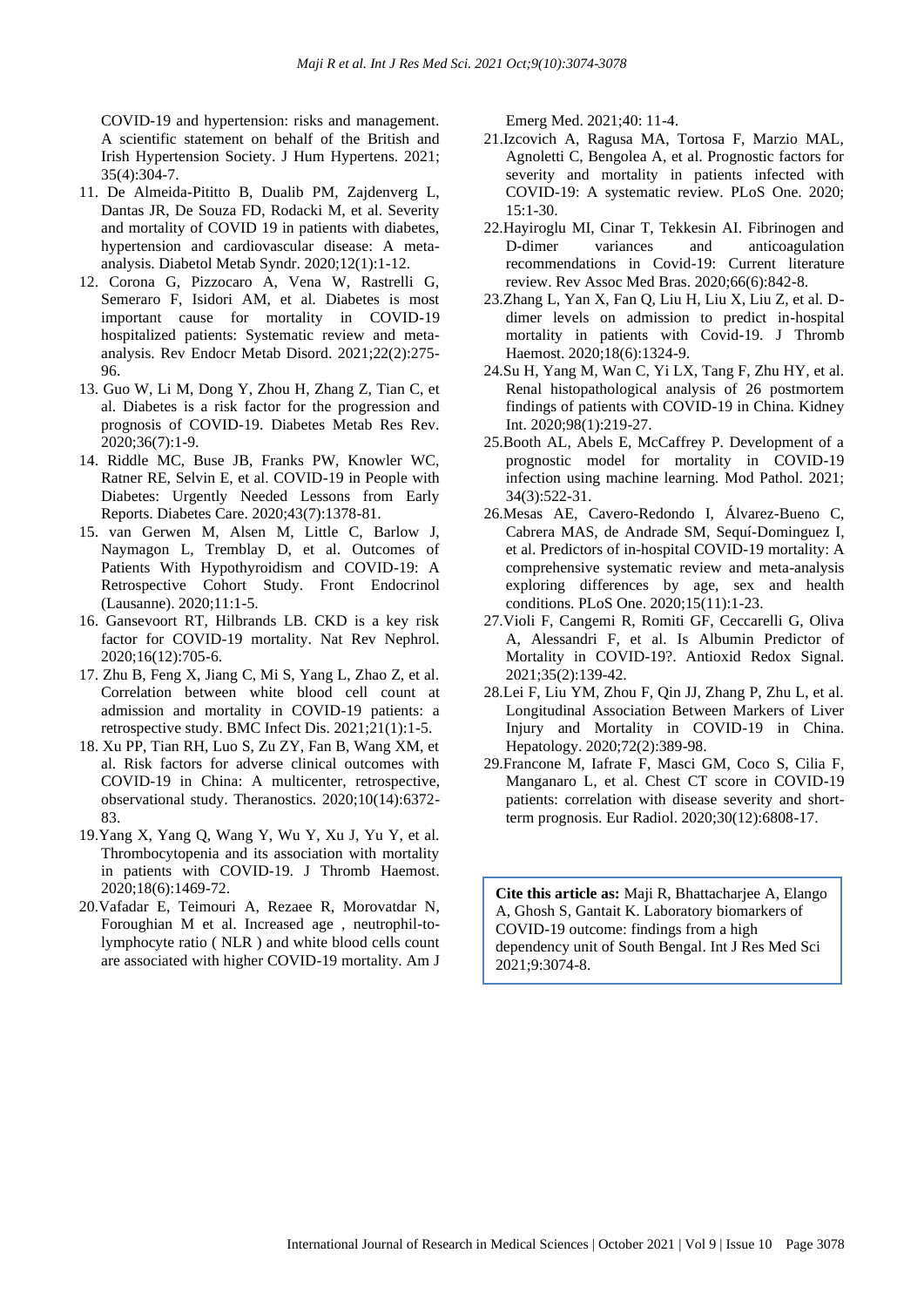COVID-19 and hypertension: risks and management. A scientific statement on behalf of the British and Irish Hypertension Society. J Hum Hypertens. 2021; 35(4):304-7.

11. De Almeida-Pititto B, Dualib PM, Zajdenverg L, Dantas JR, De Souza FD, Rodacki M, et al. Severity and mortality of COVID 19 in patients with diabetes, hypertension and cardiovascular disease: A meta-analysis. Diabetol Metab Syndr. 2020;12(1):1-12.
12. Corona G, Pizzocaro A, Vena W, Rastrelli G, Semeraro F, Isidori AM, et al. Diabetes is most important cause for mortality in COVID-19 hospitalized patients: Systematic review and meta-analysis. Rev Endocr Metab Disord. 2021;22(2):275-96.
13. Guo W, Li M, Dong Y, Zhou H, Zhang Z, Tian C, et al. Diabetes is a risk factor for the progression and prognosis of COVID-19. Diabetes Metab Res Rev. 2020;36(7):1-9.
14. Riddle MC, Buse JB, Franks PW, Knowler WC, Ratner RE, Selvin E, et al. COVID-19 in People with Diabetes: Urgently Needed Lessons from Early Reports. Diabetes Care. 2020;43(7):1378-81.
15. van Gerwen M, Alsen M, Little C, Barlow J, Naymagon L, Tremblay D, et al. Outcomes of Patients With Hypothyroidism and COVID-19: A Retrospective Cohort Study. Front Endocrinol (Lausanne). 2020;11:1-5.
16. Gansevoort RT, Hilbrands LB. CKD is a key risk factor for COVID-19 mortality. Nat Rev Nephrol. 2020;16(12):705-6.
17. Zhu B, Feng X, Jiang C, Mi S, Yang L, Zhao Z, et al. Correlation between white blood cell count at admission and mortality in COVID-19 patients: a retrospective study. BMC Infect Dis. 2021;21(1):1-5.
18. Xu PP, Tian RH, Luo S, Zu ZY, Fan B, Wang XM, et al. Risk factors for adverse clinical outcomes with COVID-19 in China: A multicenter, retrospective, observational study. Theranostics. 2020;10(14):6372-83.
19. Yang X, Yang Q, Wang Y, Wu Y, Xu J, Yu Y, et al. Thrombocytopenia and its association with mortality in patients with COVID-19. J Thromb Haemost. 2020;18(6):1469-72.
20. Vafadar E, Teimouri A, Rezaee R, Morovatdar N, Foroughian M et al. Increased age , neutrophil-to-lymphocyte ratio ( NLR ) and white blood cells count are associated with higher COVID-19 mortality. Am J Emerg Med. 2021;40: 11-4.
21. Izcovich A, Ragusa MA, Tortosa F, Marzio MAL, Agnoletti C, Bengolea A, et al. Prognostic factors for severity and mortality in patients infected with COVID-19: A systematic review. PLoS One. 2020; 15:1-30.
22. Hayiroglu MI, Cinar T, Tekkesin AI. Fibrinogen and D-dimer variances and anticoagulation recommendations in Covid-19: Current literature review. Rev Assoc Med Bras. 2020;66(6):842-8.
23. Zhang L, Yan X, Fan Q, Liu H, Liu X, Liu Z, et al. D-dimer levels on admission to predict in-hospital mortality in patients with Covid-19. J Thromb Haemost. 2020;18(6):1324-9.
24. Su H, Yang M, Wan C, Yi LX, Tang F, Zhu HY, et al. Renal histopathological analysis of 26 postmortem findings of patients with COVID-19 in China. Kidney Int. 2020;98(1):219-27.
25. Booth AL, Abels E, McCaffrey P. Development of a prognostic model for mortality in COVID-19 infection using machine learning. Mod Pathol. 2021; 34(3):522-31.
26. Mesas AE, Cavero-Redondo I, Álvarez-Bueno C, Cabrera MAS, de Andrade SM, Sequí-Dominguez I, et al. Predictors of in-hospital COVID-19 mortality: A comprehensive systematic review and meta-analysis exploring differences by age, sex and health conditions. PLoS One. 2020;15(11):1-23.
27. Violi F, Cangemi R, Romiti GF, Ceccarelli G, Oliva A, Alessandri F, et al. Is Albumin Predictor of Mortality in COVID-19?. Antioxid Redox Signal. 2021;35(2):139-42.
28. Lei F, Liu YM, Zhou F, Qin JJ, Zhang P, Zhu L, et al. Longitudinal Association Between Markers of Liver Injury and Mortality in COVID-19 in China. Hepatology. 2020;72(2):389-98.
29. Francone M, Iafrate F, Masci GM, Coco S, Cilia F, Manganaro L, et al. Chest CT score in COVID-19 patients: correlation with disease severity and short-term prognosis. Eur Radiol. 2020;30(12):6808-17.

**Cite this article as:** Maji R, Bhattacharjee A, Elango A, Ghosh S, Gantait K. Laboratory biomarkers of COVID-19 outcome: findings from a high dependency unit of South Bengal. Int J Res Med Sci 2021;9:3074-8.